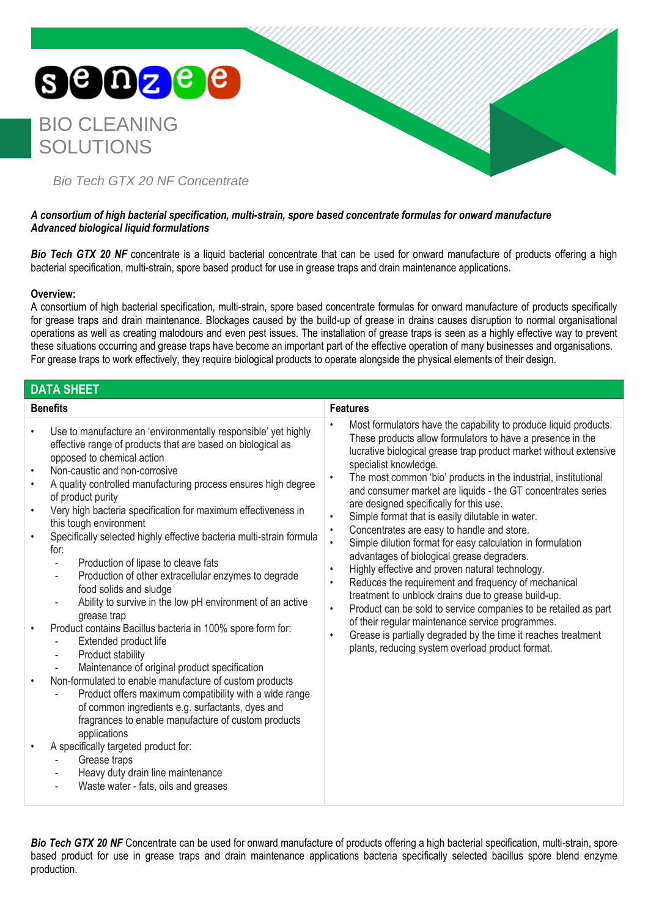# senzee

## BIO CLEANING SOLUTIONS

*Bio Tech GTX 20 NF Concentrate*

***A consortium of high bacterial specification, multi-strain, spore based concentrate formulas for onward manufacture***
***Advanced biological liquid formulations***

***Bio Tech GTX 20 NF*** concentrate is a liquid bacterial concentrate that can be used for onward manufacture of products offering a high bacterial specification, multi-strain, spore based product for use in grease traps and drain maintenance applications.

**Overview:**
A consortium of high bacterial specification, multi-strain, spore based concentrate formulas for onward manufacture of products specifically for grease traps and drain maintenance. Blockages caused by the build-up of grease in drains causes disruption to normal organisational operations as well as creating malodours and even pest issues. The installation of grease traps is seen as a highly effective way to prevent these situations occurring and grease traps have become an important part of the effective operation of many businesses and organisations. For grease traps to work effectively, they require biological products to operate alongside the physical elements of their design.

## DATA SHEET

### Benefits

- Use to manufacture an 'environmentally responsible' yet highly effective range of products that are based on biological as opposed to chemical action
- Non-caustic and non-corrosive
- A quality controlled manufacturing process ensures high degree of product purity
- Very high bacteria specification for maximum effectiveness in this tough environment
- Specifically selected highly effective bacteria multi-strain formula for:
  - Production of lipase to cleave fats
  - Production of other extracellular enzymes to degrade food solids and sludge
  - Ability to survive in the low pH environment of an active grease trap
- Product contains Bacillus bacteria in 100% spore form for:
  - Extended product life
  - Product stability
  - Maintenance of original product specification
- Non-formulated to enable manufacture of custom products
  - Product offers maximum compatibility with a wide range of common ingredients e.g. surfactants, dyes and fragrances to enable manufacture of custom products applications
- A specifically targeted product for:
  - Grease traps
  - Heavy duty drain line maintenance
  - Waste water - fats, oils and greases

### Features

- Most formulators have the capability to produce liquid products. These products allow formulators to have a presence in the lucrative biological grease trap product market without extensive specialist knowledge.
- The most common 'bio' products in the industrial, institutional and consumer market are liquids - the GT concentrates series are designed specifically for this use.
- Simple format that is easily dilutable in water.
- Concentrates are easy to handle and store.
- Simple dilution format for easy calculation in formulation advantages of biological grease degraders.
- Highly effective and proven natural technology.
- Reduces the requirement and frequency of mechanical treatment to unblock drains due to grease build-up.
- Product can be sold to service companies to be retailed as part of their regular maintenance service programmes.
- Grease is partially degraded by the time it reaches treatment plants, reducing system overload product format.

***Bio Tech GTX 20 NF*** Concentrate can be used for onward manufacture of products offering a high bacterial specification, multi-strain, spore based product for use in grease traps and drain maintenance applications bacteria specifically selected bacillus spore blend enzyme production.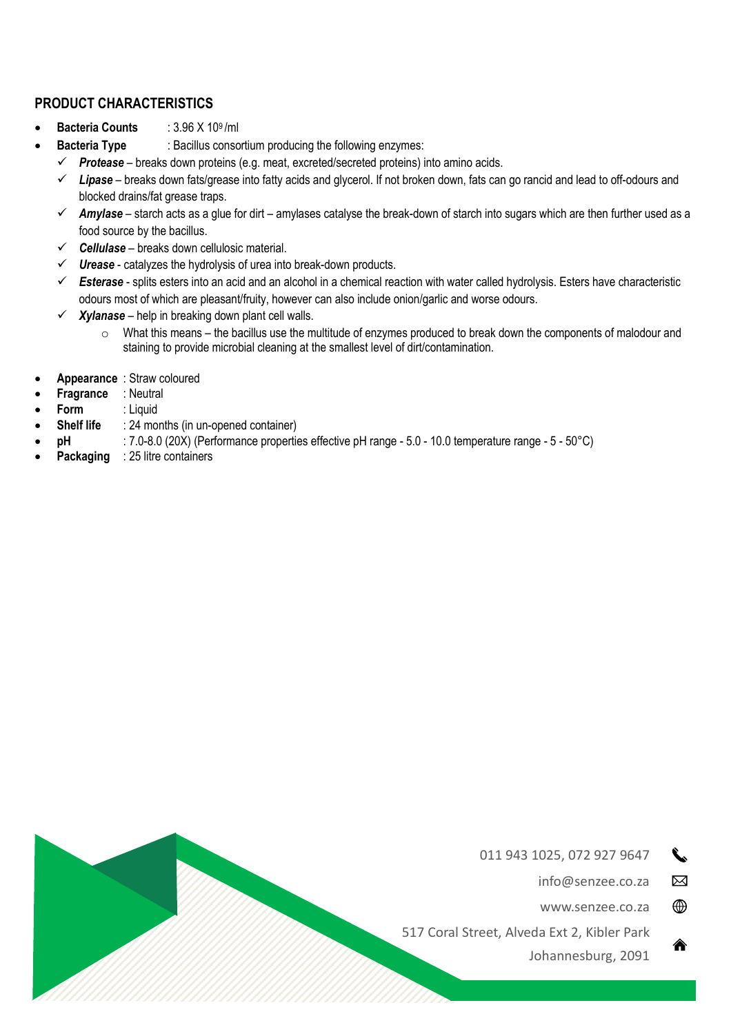## PRODUCT CHARACTERISTICS

- **Bacteria Counts** : $3.96 \times 10^{9}$ /ml
- **Bacteria Type** : Bacillus consortium producing the following enzymes:
  - ✓ ***Protease*** – breaks down proteins (e.g. meat, excreted/secreted proteins) into amino acids.
  - ✓ ***Lipase*** – breaks down fats/grease into fatty acids and glycerol. If not broken down, fats can go rancid and lead to off-odours and blocked drains/fat grease traps.
  - ✓ ***Amylase*** – starch acts as a glue for dirt – amylases catalyse the break-down of starch into sugars which are then further used as a food source by the bacillus.
  - ✓ ***Cellulase*** – breaks down cellulosic material.
  - ✓ ***Urease*** - catalyzes the hydrolysis of urea into break-down products.
  - ✓ ***Esterase*** - splits esters into an acid and an alcohol in a chemical reaction with water called hydrolysis. Esters have characteristic odours most of which are pleasant/fruity, however can also include onion/garlic and worse odours.
  - ✓ ***Xylanase*** – help in breaking down plant cell walls.
    - What this means – the bacillus use the multitude of enzymes produced to break down the components of malodour and staining to provide microbial cleaning at the smallest level of dirt/contamination.

- **Appearance** : Straw coloured
- **Fragrance** : Neutral
- **Form** : Liquid
- **Shelf life** : 24 months (in un-opened container)
- **pH** : 7.0-8.0 (20X) (Performance properties effective pH range - 5.0 - 10.0 temperature range - 5 - 50°C)
- **Packaging** : 25 litre containers

011 943 1025, 072 927 9647

info@senzee.co.za

www.senzee.co.za

517 Coral Street, Alveda Ext 2, Kibler Park

Johannesburg, 2091